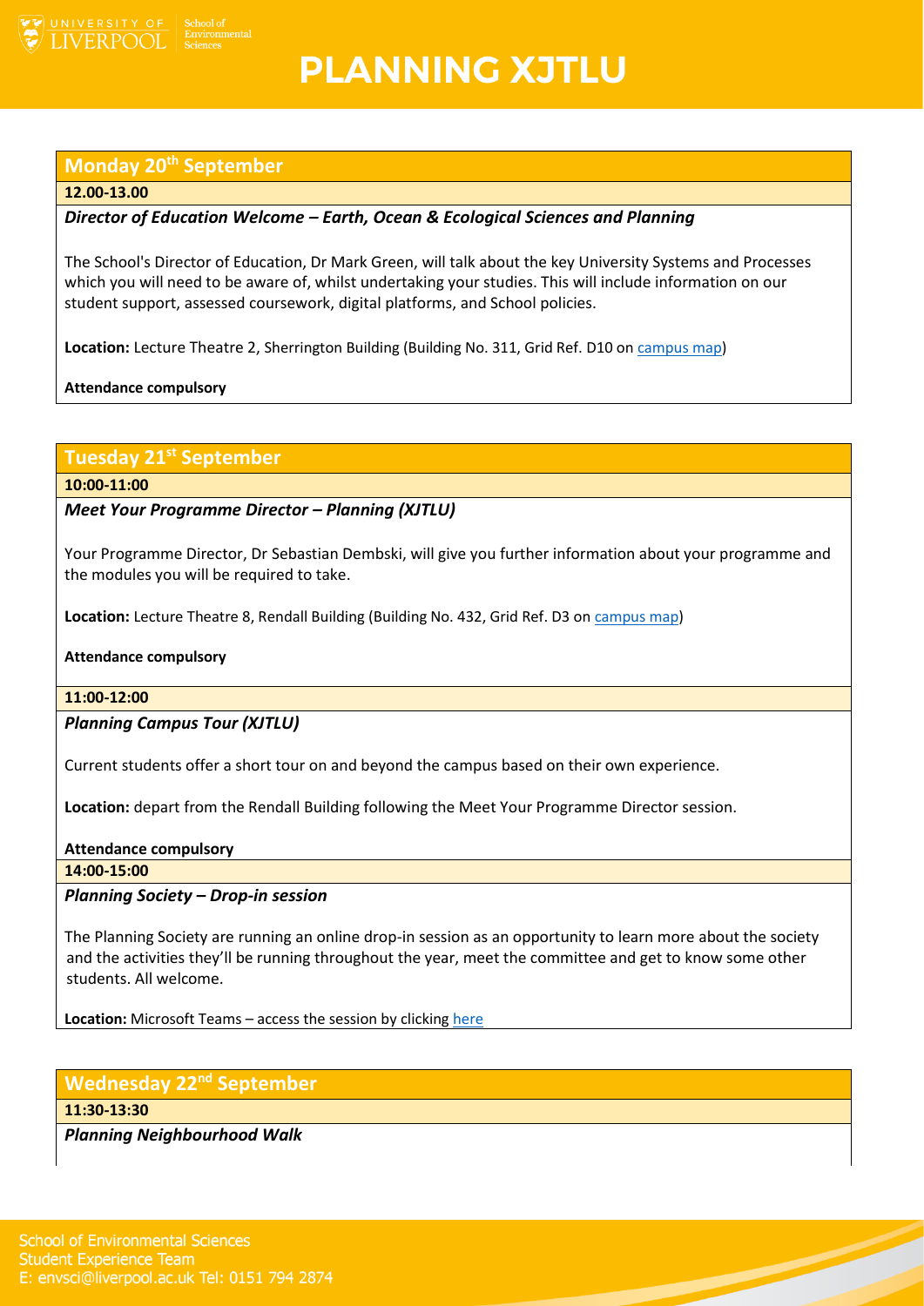# PLANNING XJTLU

## Monday 20th September

**12.00-13.00**

***Director of Education Welcome – Earth, Ocean & Ecological Sciences and Planning***

The School's Director of Education, Dr Mark Green, will talk about the key University Systems and Processes which you will need to be aware of, whilst undertaking your studies. This will include information on our student support, assessed coursework, digital platforms, and School policies.

**Location:** Lecture Theatre 2, Sherrington Building (Building No. 311, Grid Ref. D10 on campus map)

**Attendance compulsory**

## Tuesday 21st September

**10:00-11:00**

***Meet Your Programme Director – Planning (XJTLU)***

Your Programme Director, Dr Sebastian Dembski, will give you further information about your programme and the modules you will be required to take.

**Location:** Lecture Theatre 8, Rendall Building (Building No. 432, Grid Ref. D3 on campus map)

**Attendance compulsory**

**11:00-12:00**

***Planning Campus Tour (XJTLU)***

Current students offer a short tour on and beyond the campus based on their own experience.

**Location:** depart from the Rendall Building following the Meet Your Programme Director session.

**Attendance compulsory**

**14:00-15:00**

***Planning Society – Drop-in session***

The Planning Society are running an online drop-in session as an opportunity to learn more about the society and the activities they'll be running throughout the year, meet the committee and get to know some other students. All welcome.

**Location:** Microsoft Teams – access the session by clicking here

## Wednesday 22nd September

**11:30-13:30**

***Planning Neighbourhood Walk***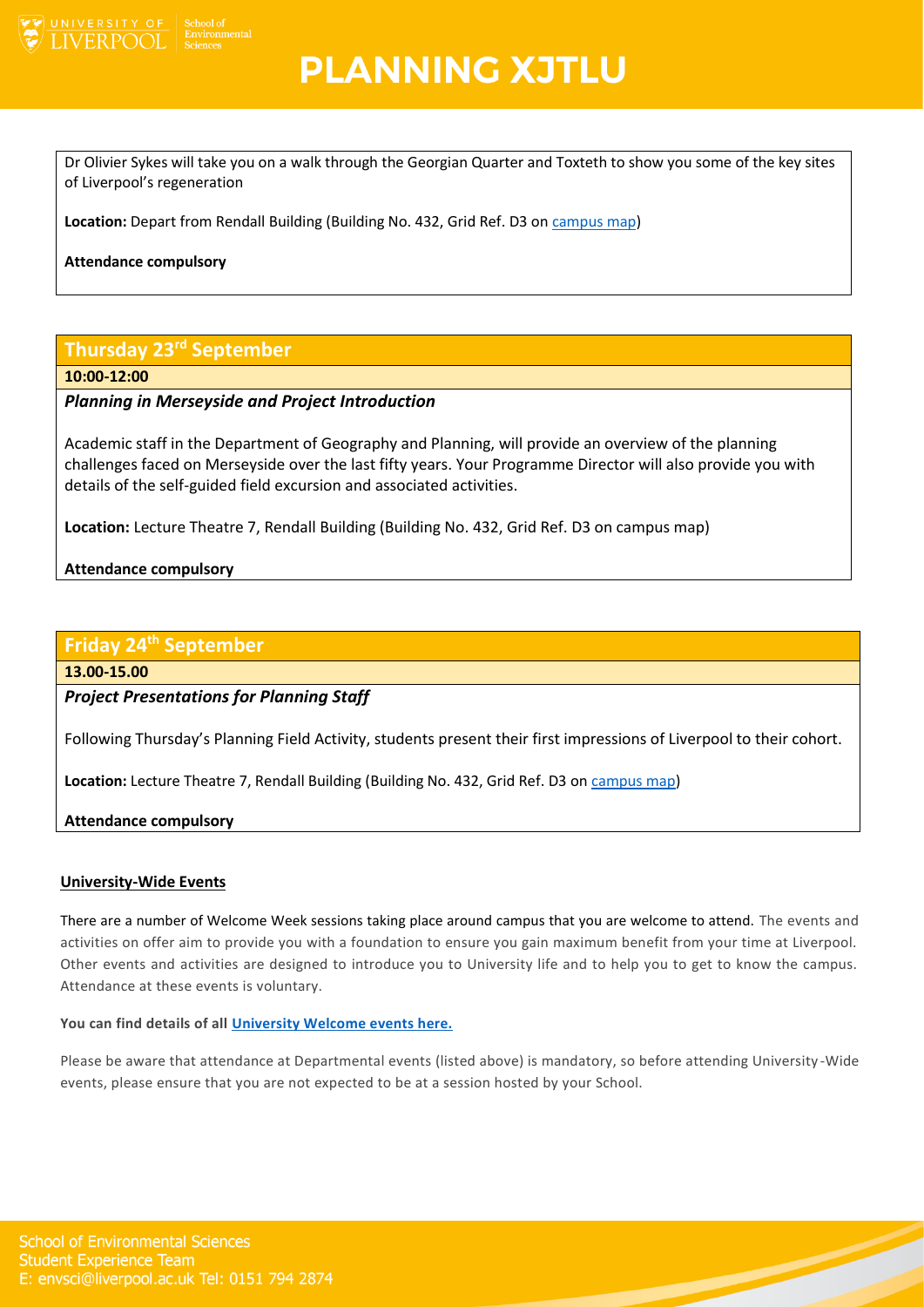# PLANNING XJTLU

Dr Olivier Sykes will take you on a walk through the Georgian Quarter and Toxteth to show you some of the key sites of Liverpool's regeneration

**Location:** Depart from Rendall Building (Building No. 432, Grid Ref. D3 on campus map)

**Attendance compulsory**

## Thursday 23rd September

**10:00-12:00**

***Planning in Merseyside and Project Introduction***

Academic staff in the Department of Geography and Planning, will provide an overview of the planning challenges faced on Merseyside over the last fifty years. Your Programme Director will also provide you with details of the self-guided field excursion and associated activities.

**Location:** Lecture Theatre 7, Rendall Building (Building No. 432, Grid Ref. D3 on campus map)

**Attendance compulsory**

## Friday 24th September

**13.00-15.00**

***Project Presentations for Planning Staff***

Following Thursday's Planning Field Activity, students present their first impressions of Liverpool to their cohort.

**Location:** Lecture Theatre 7, Rendall Building (Building No. 432, Grid Ref. D3 on campus map)

**Attendance compulsory**

**University-Wide Events**

There are a number of Welcome Week sessions taking place around campus that you are welcome to attend. The events and activities on offer aim to provide you with a foundation to ensure you gain maximum benefit from your time at Liverpool. Other events and activities are designed to introduce you to University life and to help you to get to know the campus. Attendance at these events is voluntary.

**You can find details of all University Welcome events here.**

Please be aware that attendance at Departmental events (listed above) is mandatory, so before attending University-Wide events, please ensure that you are not expected to be at a session hosted by your School.

School of Environmental Sciences
Student Experience Team
E: envsci@liverpool.ac.uk Tel: 0151 794 2874